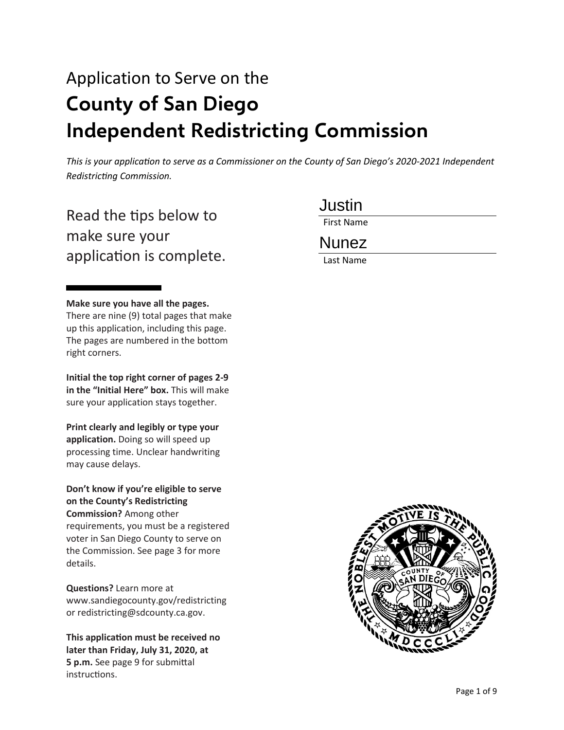# Application to Serve on the

# County of San Diego Independent Redistricting Commission

*This is your application to serve as a Commissioner on the County of San Diego's 2020-2021 Independent Redistricting Commission.*

Justin
First Name

Nunez
Last Name

## Read the tips below to make sure your application is complete.

**Make sure you have all the pages.** There are nine (9) total pages that make up this application, including this page. The pages are numbered in the bottom right corners.

**Initial the top right corner of pages 2-9 in the "Initial Here" box.** This will make sure your application stays together.

**Print clearly and legibly or type your application.** Doing so will speed up processing time. Unclear handwriting may cause delays.

**Don't know if you're eligible to serve on the County's Redistricting Commission?** Among other requirements, you must be a registered voter in San Diego County to serve on the Commission. See page 3 for more details.

**Questions?** Learn more at www.sandiegocounty.gov/redistricting or redistricting@sdcounty.ca.gov.

**This application must be received no later than Friday, July 31, 2020, at 5 p.m.** See page 9 for submittal instructions.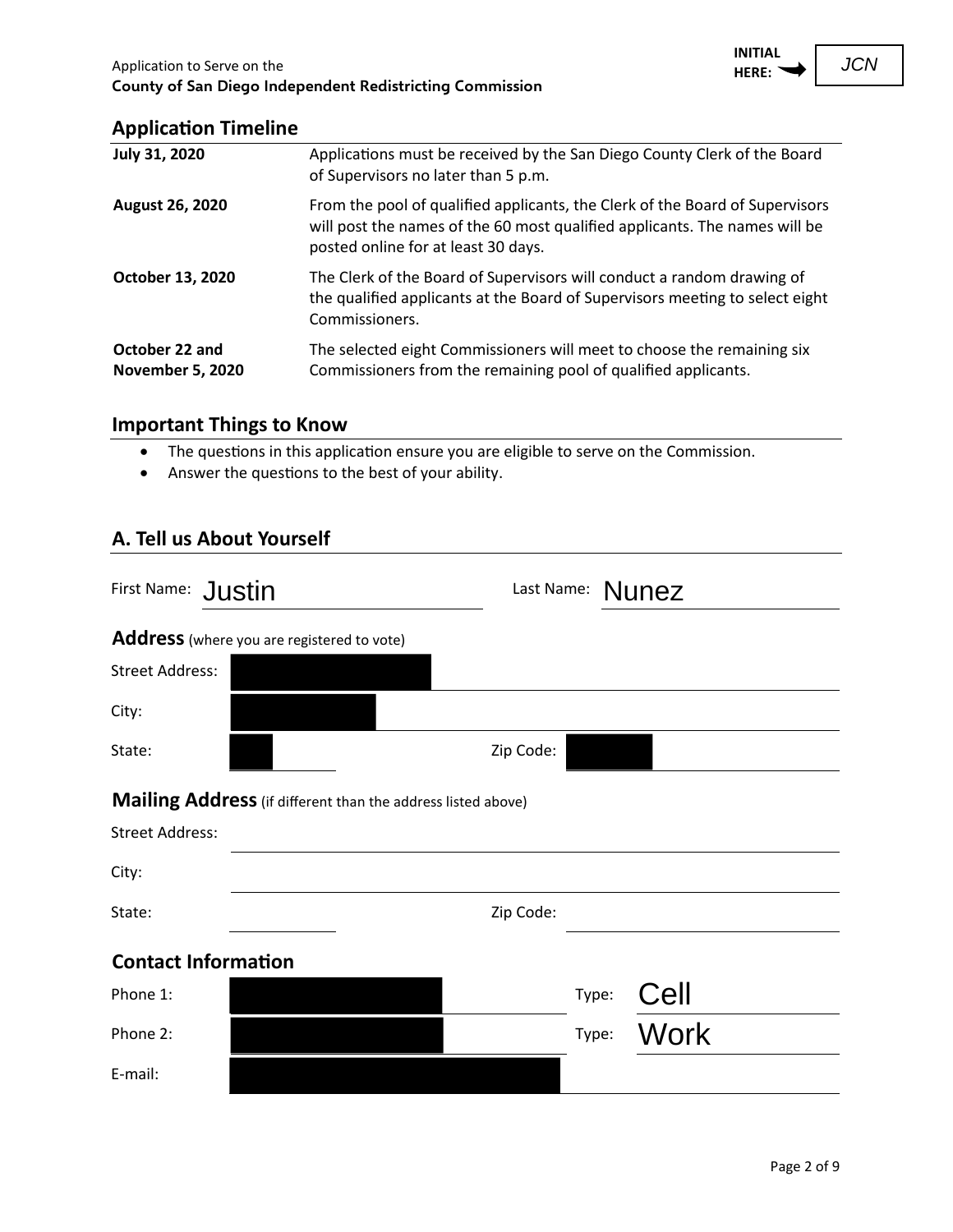Application to Serve on the
**County of San Diego Independent Redistricting Commission**

**INITIAL HERE:** JCN

## Application Timeline

| | |
|---|---|
| **July 31, 2020** | Applications must be received by the San Diego County Clerk of the Board of Supervisors no later than 5 p.m. |
| **August 26, 2020** | From the pool of qualified applicants, the Clerk of the Board of Supervisors will post the names of the 60 most qualified applicants. The names will be posted online for at least 30 days. |
| **October 13, 2020** | The Clerk of the Board of Supervisors will conduct a random drawing of the qualified applicants at the Board of Supervisors meeting to select eight Commissioners. |
| **October 22 and November 5, 2020** | The selected eight Commissioners will meet to choose the remaining six Commissioners from the remaining pool of qualified applicants. |

## Important Things to Know

- The questions in this application ensure you are eligible to serve on the Commission.
- Answer the questions to the best of your ability.

## A. Tell us About Yourself

First Name: Justin

Last Name: Nunez

### Address (where you are registered to vote)

Street Address: [REDACTED]

City: [REDACTED]

State: [REDACTED]

Zip Code: [REDACTED]

### Mailing Address (if different than the address listed above)

Street Address:

City:

State:

Zip Code:

### Contact Information

Phone 1: [REDACTED] Type: Cell

Phone 2: [REDACTED] Type: Work

E-mail: [REDACTED]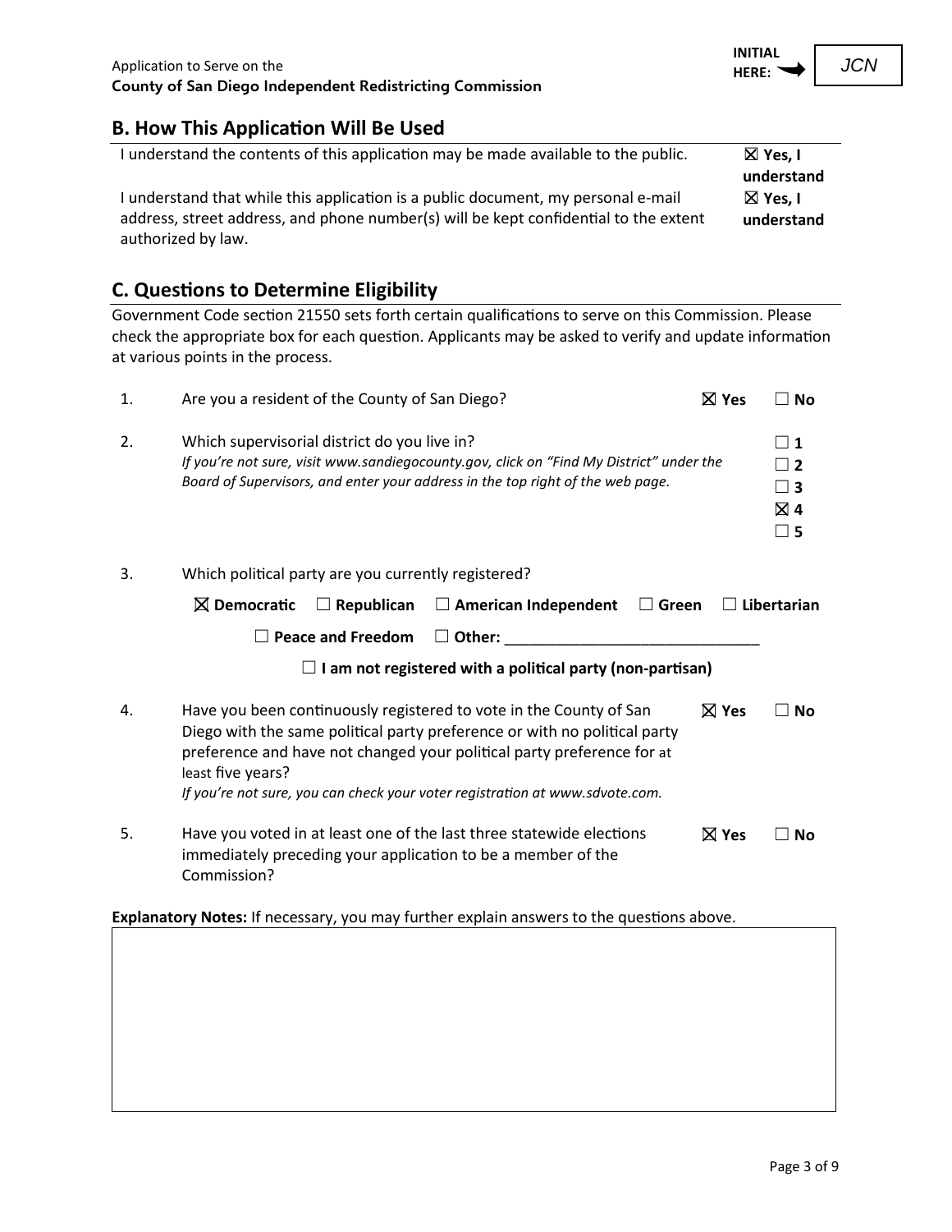INITIAL HERE: JCN

## B. How This Application Will Be Used

| | |
|---|---|
| I understand the contents of this application may be made available to the public. | ☒ **Yes, I understand** |
| I understand that while this application is a public document, my personal e-mail address, street address, and phone number(s) will be kept confidential to the extent authorized by law. | ☒ **Yes, I understand** |

## C. Questions to Determine Eligibility

Government Code section 21550 sets forth certain qualifications to serve on this Commission. Please check the appropriate box for each question. Applicants may be asked to verify and update information at various points in the process.

1. Are you a resident of the County of San Diego? ☒ **Yes** ☐ **No**

2. Which supervisorial district do you live in?
   *If you're not sure, visit www.sandiegocounty.gov, click on "Find My District" under the Board of Supervisors, and enter your address in the top right of the web page.*
   ☐ **1**
   ☐ **2**
   ☐ **3**
   ☒ **4**
   ☐ **5**

3. Which political party are you currently registered?
   ☒ **Democratic** ☐ **Republican** ☐ **American Independent** ☐ **Green** ☐ **Libertarian**
   ☐ **Peace and Freedom** ☐ **Other:** ______________________________
   ☐ **I am not registered with a political party (non-partisan)**

4. Have you been continuously registered to vote in the County of San Diego with the same political party preference or with no political party preference and have not changed your political party preference for at least five years? ☒ **Yes** ☐ **No**
   *If you're not sure, you can check your voter registration at www.sdvote.com.*

5. Have you voted in at least one of the last three statewide elections immediately preceding your application to be a member of the Commission? ☒ **Yes** ☐ **No**

**Explanatory Notes:** If necessary, you may further explain answers to the questions above.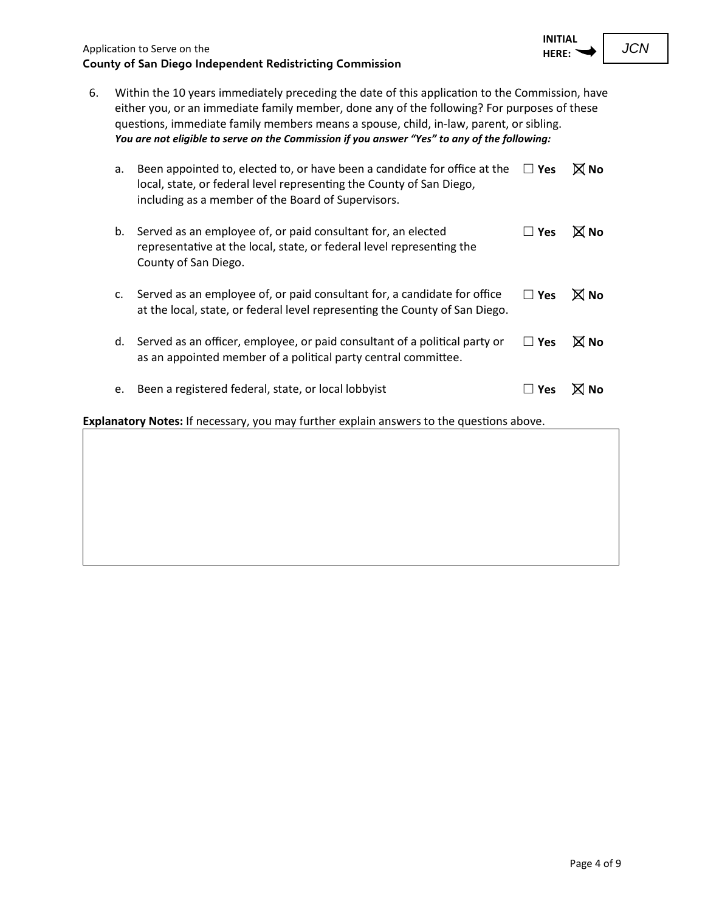INITIAL HERE: JCN

6. Within the 10 years immediately preceding the date of this application to the Commission, have either you, or an immediate family member, done any of the following? For purposes of these questions, immediate family members means a spouse, child, in-law, parent, or sibling.
***You are not eligible to serve on the Commission if you answer "Yes" to any of the following:***

   a. Been appointed to, elected to, or have been a candidate for office at the local, state, or federal level representing the County of San Diego, including as a member of the Board of Supervisors. ☐ **Yes** ☒ **No**

   b. Served as an employee of, or paid consultant for, an elected representative at the local, state, or federal level representing the County of San Diego. ☐ **Yes** ☒ **No**

   c. Served as an employee of, or paid consultant for, a candidate for office at the local, state, or federal level representing the County of San Diego. ☐ **Yes** ☒ **No**

   d. Served as an officer, employee, or paid consultant of a political party or as an appointed member of a political party central committee. ☐ **Yes** ☒ **No**

   e. Been a registered federal, state, or local lobbyist ☐ **Yes** ☒ **No**

**Explanatory Notes:** If necessary, you may further explain answers to the questions above.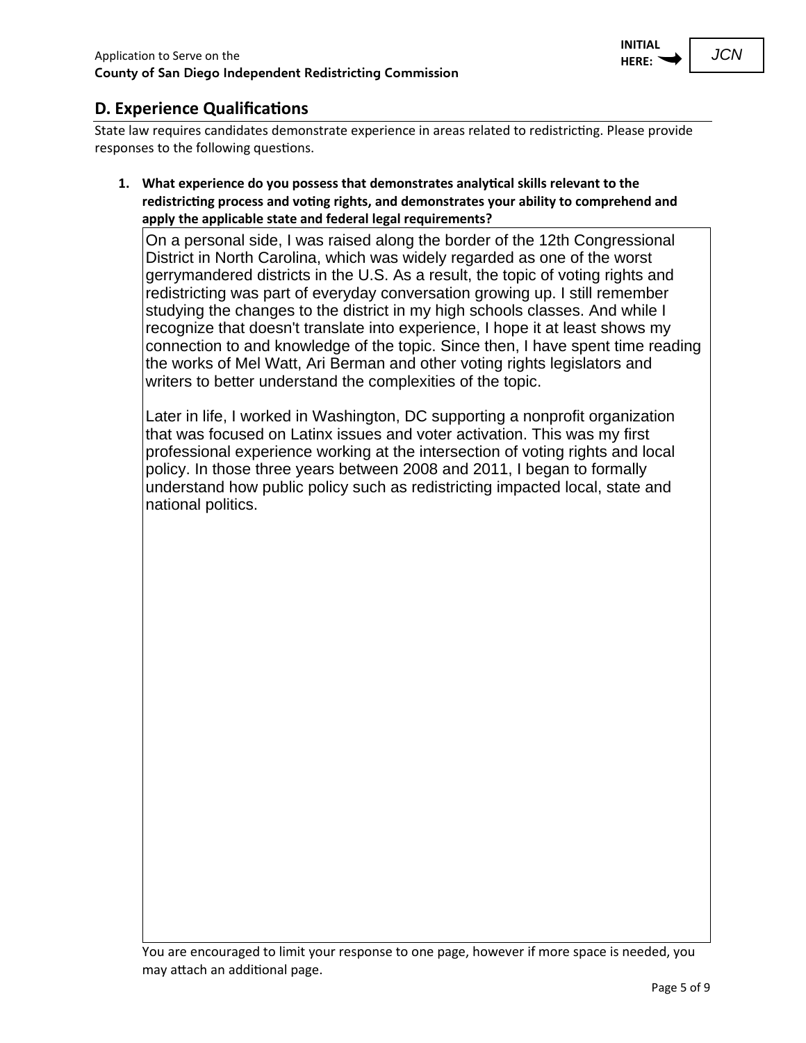INITIAL HERE: JCN

## D. Experience Qualifications

State law requires candidates demonstrate experience in areas related to redistricting. Please provide responses to the following questions.

1. **What experience do you possess that demonstrates analytical skills relevant to the redistricting process and voting rights, and demonstrates your ability to comprehend and apply the applicable state and federal legal requirements?**

On a personal side, I was raised along the border of the 12th Congressional District in North Carolina, which was widely regarded as one of the worst gerrymandered districts in the U.S. As a result, the topic of voting rights and redistricting was part of everyday conversation growing up. I still remember studying the changes to the district in my high schools classes. And while I recognize that doesn't translate into experience, I hope it at least shows my connection to and knowledge of the topic. Since then, I have spent time reading the works of Mel Watt, Ari Berman and other voting rights legislators and writers to better understand the complexities of the topic.

Later in life, I worked in Washington, DC supporting a nonprofit organization that was focused on Latinx issues and voter activation. This was my first professional experience working at the intersection of voting rights and local policy. In those three years between 2008 and 2011, I began to formally understand how public policy such as redistricting impacted local, state and national politics.

You are encouraged to limit your response to one page, however if more space is needed, you may attach an additional page.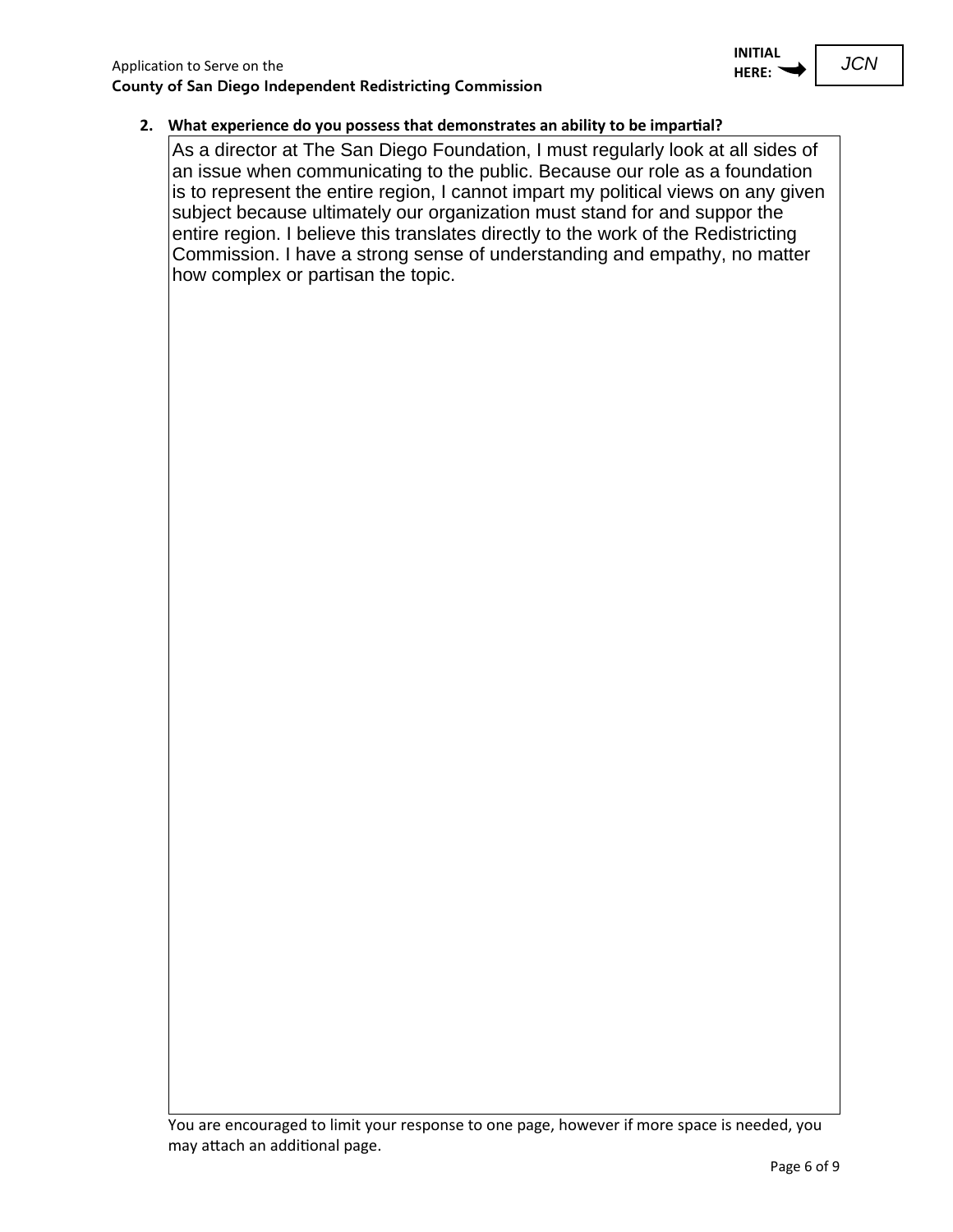**INITIAL HERE:** JCN

**2. What experience do you possess that demonstrates an ability to be impartial?**

As a director at The San Diego Foundation, I must regularly look at all sides of an issue when communicating to the public. Because our role as a foundation is to represent the entire region, I cannot impart my political views on any given subject because ultimately our organization must stand for and suppor the entire region. I believe this translates directly to the work of the Redistricting Commission. I have a strong sense of understanding and empathy, no matter how complex or partisan the topic.

You are encouraged to limit your response to one page, however if more space is needed, you may attach an additional page.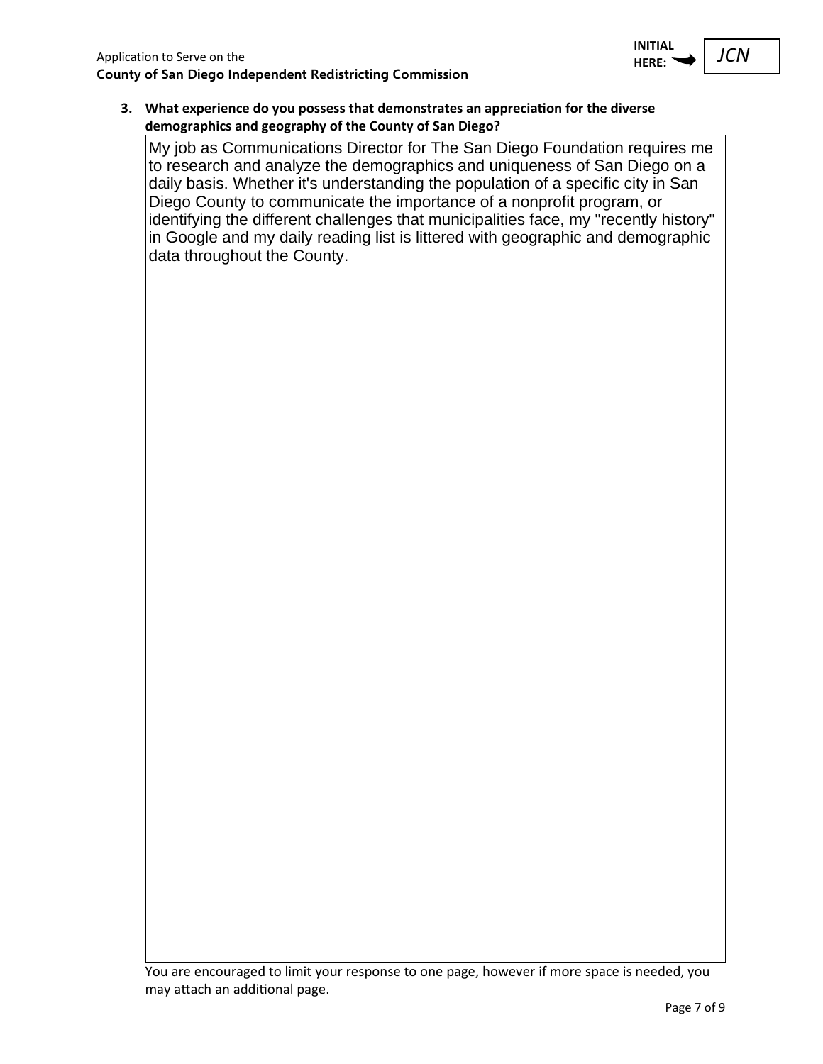INITIAL HERE: *JCN*

**3. What experience do you possess that demonstrates an appreciation for the diverse demographics and geography of the County of San Diego?**

My job as Communications Director for The San Diego Foundation requires me to research and analyze the demographics and uniqueness of San Diego on a daily basis. Whether it's understanding the population of a specific city in San Diego County to communicate the importance of a nonprofit program, or identifying the different challenges that municipalities face, my "recently history" in Google and my daily reading list is littered with geographic and demographic data throughout the County.

You are encouraged to limit your response to one page, however if more space is needed, you may attach an additional page.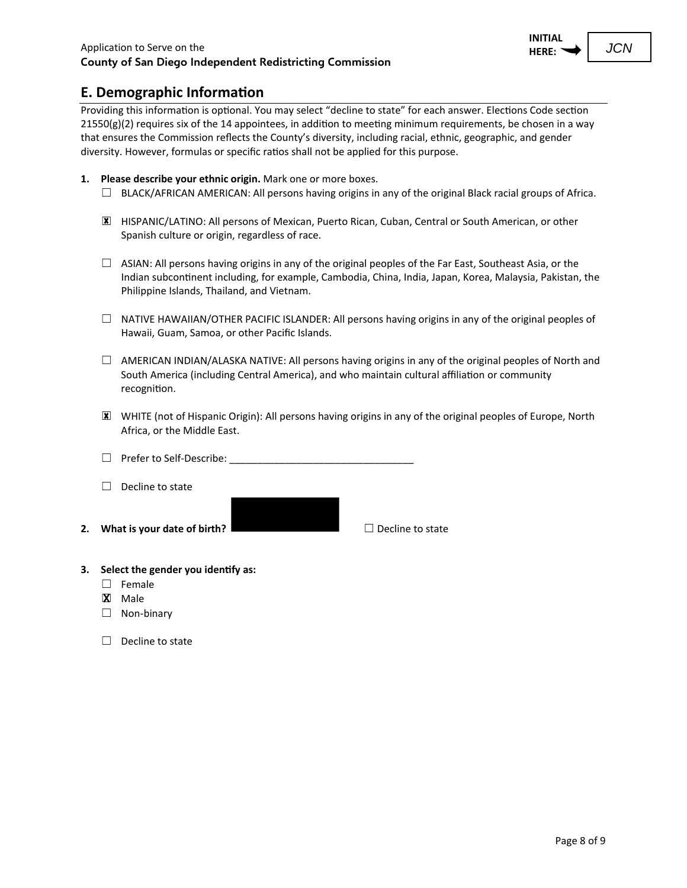Application to Serve on the
**County of San Diego Independent Redistricting Commission**

INITIAL HERE: ➡ JCN

## E. Demographic Information

Providing this information is optional. You may select "decline to state" for each answer. Elections Code section 21550(g)(2) requires six of the 14 appointees, in addition to meeting minimum requirements, be chosen in a way that ensures the Commission reflects the County's diversity, including racial, ethnic, geographic, and gender diversity. However, formulas or specific ratios shall not be applied for this purpose.

1. **Please describe your ethnic origin.** Mark one or more boxes.
   - ☐ BLACK/AFRICAN AMERICAN: All persons having origins in any of the original Black racial groups of Africa.
   - ☒ HISPANIC/LATINO: All persons of Mexican, Puerto Rican, Cuban, Central or South American, or other Spanish culture or origin, regardless of race.
   - ☐ ASIAN: All persons having origins in any of the original peoples of the Far East, Southeast Asia, or the Indian subcontinent including, for example, Cambodia, China, India, Japan, Korea, Malaysia, Pakistan, the Philippine Islands, Thailand, and Vietnam.
   - ☐ NATIVE HAWAIIAN/OTHER PACIFIC ISLANDER: All persons having origins in any of the original peoples of Hawaii, Guam, Samoa, or other Pacific Islands.
   - ☐ AMERICAN INDIAN/ALASKA NATIVE: All persons having origins in any of the original peoples of North and South America (including Central America), and who maintain cultural affiliation or community recognition.
   - ☒ WHITE (not of Hispanic Origin): All persons having origins in any of the original peoples of Europe, North Africa, or the Middle East.
   - ☐ Prefer to Self-Describe: ________________________________
   - ☐ Decline to state

2. **What is your date of birth?** [REDACTED] ☐ Decline to state

3. **Select the gender you identify as:**
   - ☐ Female
   - ☒ Male
   - ☐ Non-binary
   - ☐ Decline to state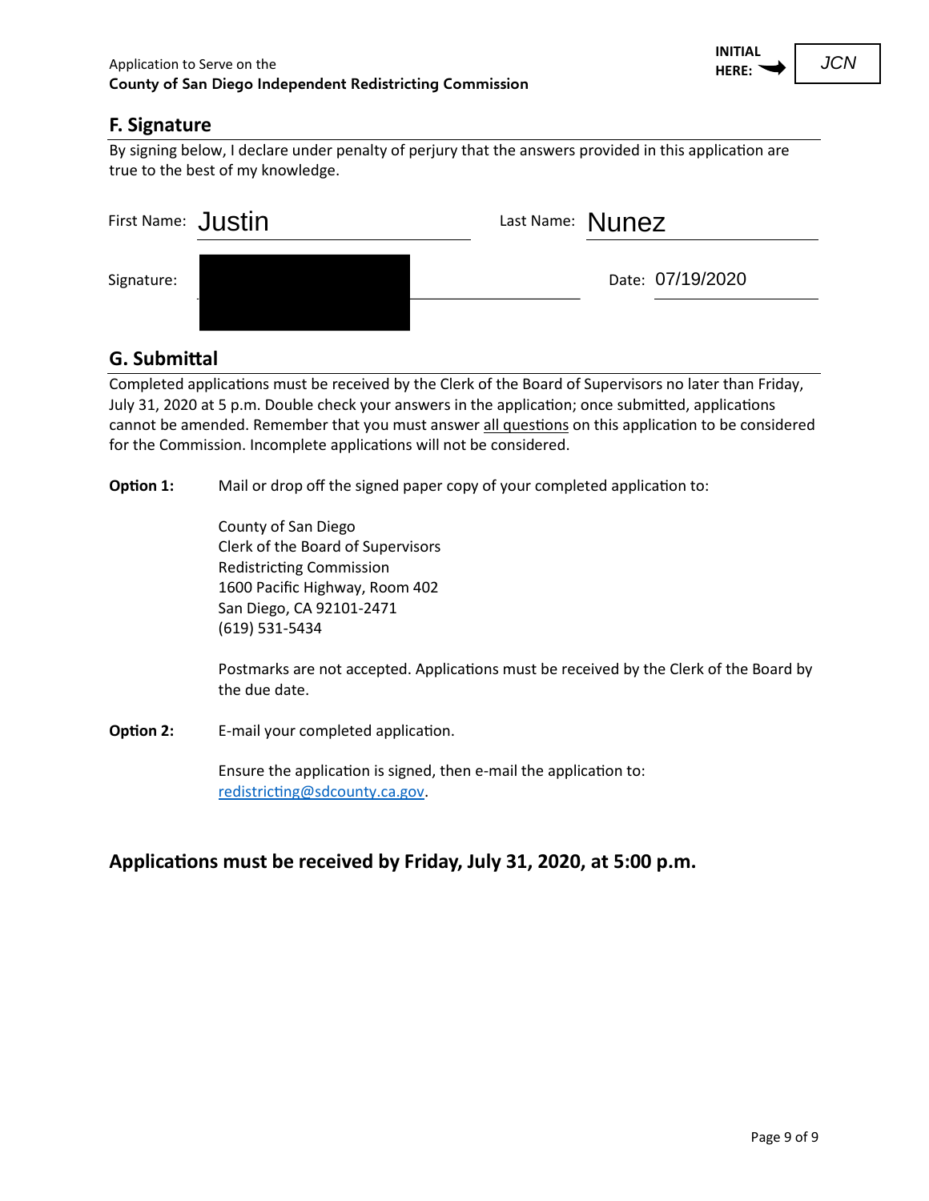INITIAL HERE: JCN

## F. Signature

By signing below, I declare under penalty of perjury that the answers provided in this application are true to the best of my knowledge.

First Name: Justin  Last Name: Nunez

Signature:  Date: 07/19/2020

## G. Submittal

Completed applications must be received by the Clerk of the Board of Supervisors no later than Friday, July 31, 2020 at 5 p.m. Double check your answers in the application; once submitted, applications cannot be amended. Remember that you must answer all questions on this application to be considered for the Commission. Incomplete applications will not be considered.

**Option 1:** Mail or drop off the signed paper copy of your completed application to:

County of San Diego
Clerk of the Board of Supervisors
Redistricting Commission
1600 Pacific Highway, Room 402
San Diego, CA 92101-2471
(619) 531-5434

Postmarks are not accepted. Applications must be received by the Clerk of the Board by the due date.

**Option 2:** E-mail your completed application.

Ensure the application is signed, then e-mail the application to: redistricting@sdcounty.ca.gov.

### Applications must be received by Friday, July 31, 2020, at 5:00 p.m.